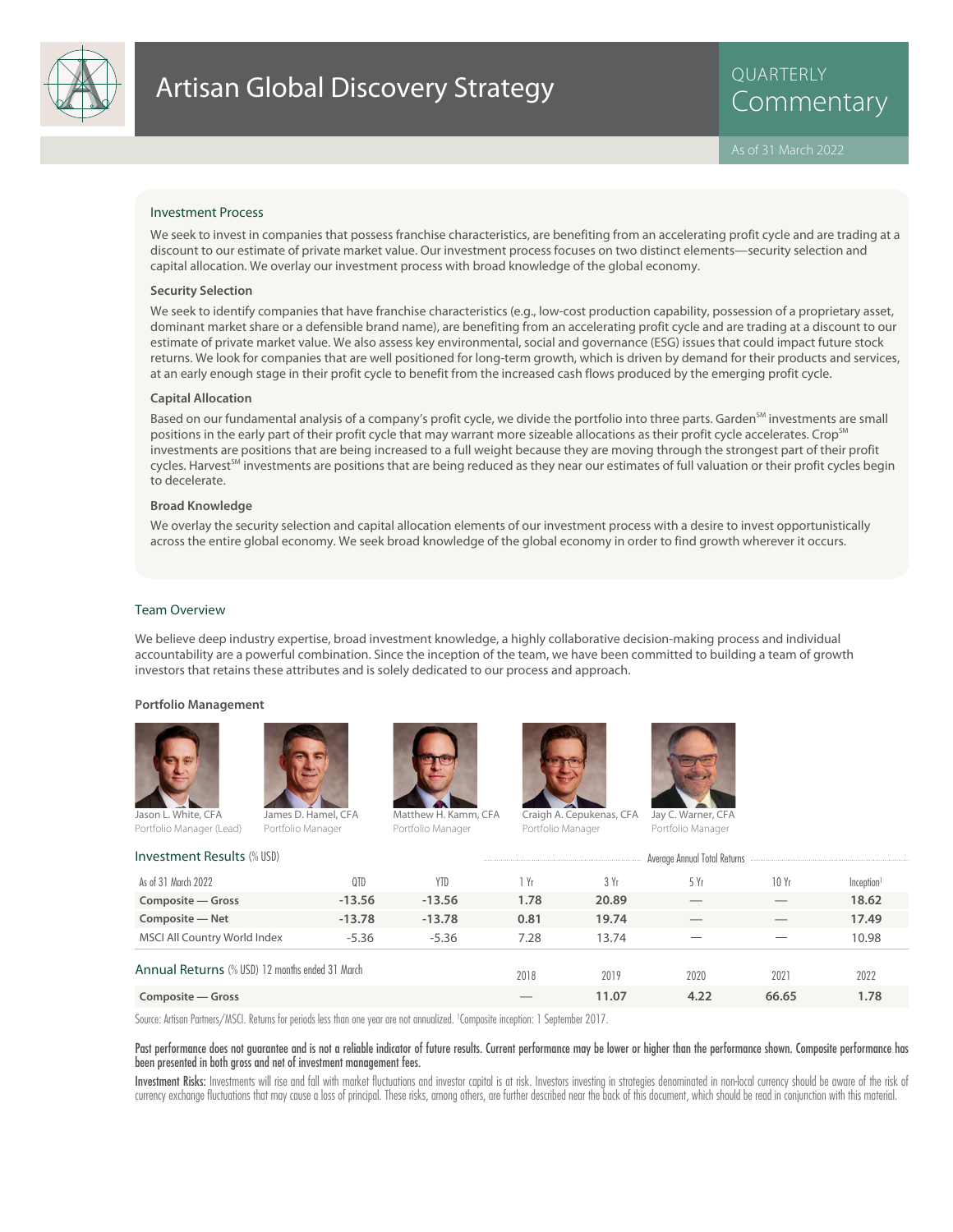# Artisan Global Discovery Strategy

QUARTERLY Commentary

As of 31 March 2022

## Investment Process

We seek to invest in companies that possess franchise characteristics, are benefiting from an accelerating profit cycle and are trading at a discount to our estimate of private market value. Our investment process focuses on two distinct elements—security selection and capital allocation. We overlay our investment process with broad knowledge of the global economy.

### Security Selection

We seek to identify companies that have franchise characteristics (e.g., low-cost production capability, possession of a proprietary asset, dominant market share or a defensible brand name), are benefiting from an accelerating profit cycle and are trading at a discount to our estimate of private market value. We also assess key environmental, social and governance (ESG) issues that could impact future stock returns. We look for companies that are well positioned for long-term growth, which is driven by demand for their products and services, at an early enough stage in their profit cycle to benefit from the increased cash flows produced by the emerging profit cycle.

### Capital Allocation

Based on our fundamental analysis of a company's profit cycle, we divide the portfolio into three parts. Garden[SM] investments are small positions in the early part of their profit cycle that may warrant more sizeable allocations as their profit cycle accelerates. Crop[SM] investments are positions that are being increased to a full weight because they are moving through the strongest part of their profit cycles. Harvest[SM] investments are positions that are being reduced as they near our estimates of full valuation or their profit cycles begin to decelerate.

### Broad Knowledge

We overlay the security selection and capital allocation elements of our investment process with a desire to invest opportunistically across the entire global economy. We seek broad knowledge of the global economy in order to find growth wherever it occurs.

## Team Overview

We believe deep industry expertise, broad investment knowledge, a highly collaborative decision-making process and individual accountability are a powerful combination. Since the inception of the team, we have been committed to building a team of growth investors that retains these attributes and is solely dedicated to our process and approach.

### Portfolio Management

Jason L. White, CFA
Portfolio Manager (Lead)

James D. Hamel, CFA
Portfolio Manager

Matthew H. Kamm, CFA
Portfolio Manager

Craigh A. Cepukenas, CFA
Portfolio Manager

Jay C. Warner, CFA
Portfolio Manager

## Investment Results (% USD)

| | | | Average Annual Total Returns | | | | |
|---|---|---|---|---|---|---|---|
| As of 31 March 2022 | QTD | YTD | 1 Yr | 3 Yr | 5 Yr | 10 Yr | Inception[1] |
| **Composite — Gross** | **-13.56** | **-13.56** | **1.78** | **20.89** | — | — | **18.62** |
| **Composite — Net** | **-13.78** | **-13.78** | **0.81** | **19.74** | — | — | **17.49** |
| MSCI All Country World Index | -5.36 | -5.36 | 7.28 | 13.74 | — | — | 10.98 |

| Annual Returns (% USD) 12 months ended 31 March | 2018 | 2019 | 2020 | 2021 | 2022 |
|---|---|---|---|---|---|
| **Composite — Gross** | — | **11.07** | **4.22** | **66.65** | **1.78** |

Source: Artisan Partners/MSCI. Returns for periods less than one year are not annualized. [1]Composite inception: 1 September 2017.

Past performance does not guarantee and is not a reliable indicator of future results. Current performance may be lower or higher than the performance shown. Composite performance has been presented in both gross and net of investment management fees.

Investment Risks: Investments will rise and fall with market fluctuations and investor capital is at risk. Investors investing in strategies denominated in non-local currency should be aware of the risk of currency exchange fluctuations that may cause a loss of principal. These risks, among others, are further described near the back of this document, which should be read in conjunction with this material.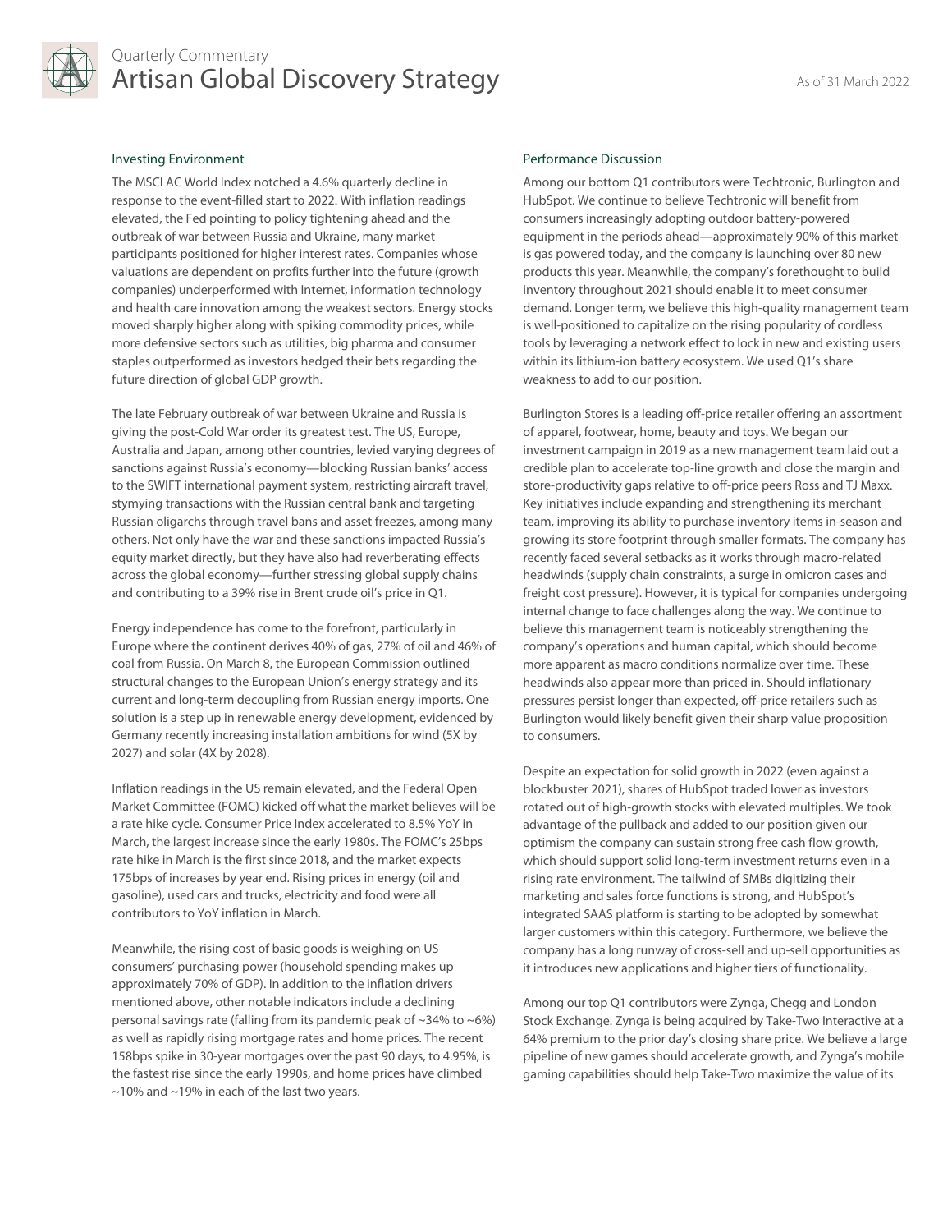## Investing Environment

The MSCI AC World Index notched a 4.6% quarterly decline in response to the event-filled start to 2022. With inflation readings elevated, the Fed pointing to policy tightening ahead and the outbreak of war between Russia and Ukraine, many market participants positioned for higher interest rates. Companies whose valuations are dependent on profits further into the future (growth companies) underperformed with Internet, information technology and health care innovation among the weakest sectors. Energy stocks moved sharply higher along with spiking commodity prices, while more defensive sectors such as utilities, big pharma and consumer staples outperformed as investors hedged their bets regarding the future direction of global GDP growth.

The late February outbreak of war between Ukraine and Russia is giving the post-Cold War order its greatest test. The US, Europe, Australia and Japan, among other countries, levied varying degrees of sanctions against Russia's economy—blocking Russian banks' access to the SWIFT international payment system, restricting aircraft travel, stymying transactions with the Russian central bank and targeting Russian oligarchs through travel bans and asset freezes, among many others. Not only have the war and these sanctions impacted Russia's equity market directly, but they have also had reverberating effects across the global economy—further stressing global supply chains and contributing to a 39% rise in Brent crude oil's price in Q1.

Energy independence has come to the forefront, particularly in Europe where the continent derives 40% of gas, 27% of oil and 46% of coal from Russia. On March 8, the European Commission outlined structural changes to the European Union's energy strategy and its current and long-term decoupling from Russian energy imports. One solution is a step up in renewable energy development, evidenced by Germany recently increasing installation ambitions for wind (5X by 2027) and solar (4X by 2028).

Inflation readings in the US remain elevated, and the Federal Open Market Committee (FOMC) kicked off what the market believes will be a rate hike cycle. Consumer Price Index accelerated to 8.5% YoY in March, the largest increase since the early 1980s. The FOMC's 25bps rate hike in March is the first since 2018, and the market expects 175bps of increases by year end. Rising prices in energy (oil and gasoline), used cars and trucks, electricity and food were all contributors to YoY inflation in March.

Meanwhile, the rising cost of basic goods is weighing on US consumers' purchasing power (household spending makes up approximately 70% of GDP). In addition to the inflation drivers mentioned above, other notable indicators include a declining personal savings rate (falling from its pandemic peak of ~34% to ~6%) as well as rapidly rising mortgage rates and home prices. The recent 158bps spike in 30-year mortgages over the past 90 days, to 4.95%, is the fastest rise since the early 1990s, and home prices have climbed ~10% and ~19% in each of the last two years.

## Performance Discussion

Among our bottom Q1 contributors were Techtronic, Burlington and HubSpot. We continue to believe Techtronic will benefit from consumers increasingly adopting outdoor battery-powered equipment in the periods ahead—approximately 90% of this market is gas powered today, and the company is launching over 80 new products this year. Meanwhile, the company's forethought to build inventory throughout 2021 should enable it to meet consumer demand. Longer term, we believe this high-quality management team is well-positioned to capitalize on the rising popularity of cordless tools by leveraging a network effect to lock in new and existing users within its lithium-ion battery ecosystem. We used Q1's share weakness to add to our position.

Burlington Stores is a leading off-price retailer offering an assortment of apparel, footwear, home, beauty and toys. We began our investment campaign in 2019 as a new management team laid out a credible plan to accelerate top-line growth and close the margin and store-productivity gaps relative to off-price peers Ross and TJ Maxx. Key initiatives include expanding and strengthening its merchant team, improving its ability to purchase inventory items in-season and growing its store footprint through smaller formats. The company has recently faced several setbacks as it works through macro-related headwinds (supply chain constraints, a surge in omicron cases and freight cost pressure). However, it is typical for companies undergoing internal change to face challenges along the way. We continue to believe this management team is noticeably strengthening the company's operations and human capital, which should become more apparent as macro conditions normalize over time. These headwinds also appear more than priced in. Should inflationary pressures persist longer than expected, off-price retailers such as Burlington would likely benefit given their sharp value proposition to consumers.

Despite an expectation for solid growth in 2022 (even against a blockbuster 2021), shares of HubSpot traded lower as investors rotated out of high-growth stocks with elevated multiples. We took advantage of the pullback and added to our position given our optimism the company can sustain strong free cash flow growth, which should support solid long-term investment returns even in a rising rate environment. The tailwind of SMBs digitizing their marketing and sales force functions is strong, and HubSpot's integrated SAAS platform is starting to be adopted by somewhat larger customers within this category. Furthermore, we believe the company has a long runway of cross-sell and up-sell opportunities as it introduces new applications and higher tiers of functionality.

Among our top Q1 contributors were Zynga, Chegg and London Stock Exchange. Zynga is being acquired by Take-Two Interactive at a 64% premium to the prior day's closing share price. We believe a large pipeline of new games should accelerate growth, and Zynga's mobile gaming capabilities should help Take-Two maximize the value of its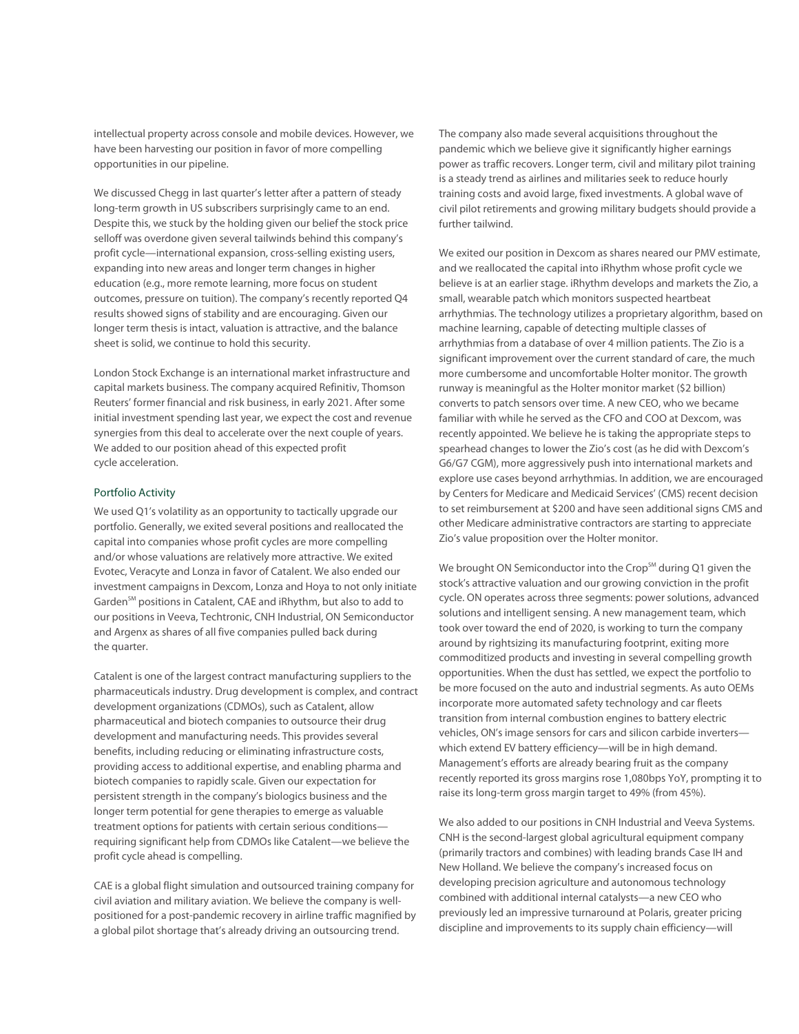intellectual property across console and mobile devices. However, we have been harvesting our position in favor of more compelling opportunities in our pipeline.

We discussed Chegg in last quarter's letter after a pattern of steady long-term growth in US subscribers surprisingly came to an end. Despite this, we stuck by the holding given our belief the stock price selloff was overdone given several tailwinds behind this company's profit cycle—international expansion, cross-selling existing users, expanding into new areas and longer term changes in higher education (e.g., more remote learning, more focus on student outcomes, pressure on tuition). The company's recently reported Q4 results showed signs of stability and are encouraging. Given our longer term thesis is intact, valuation is attractive, and the balance sheet is solid, we continue to hold this security.

London Stock Exchange is an international market infrastructure and capital markets business. The company acquired Refinitiv, Thomson Reuters' former financial and risk business, in early 2021. After some initial investment spending last year, we expect the cost and revenue synergies from this deal to accelerate over the next couple of years. We added to our position ahead of this expected profit cycle acceleration.

## Portfolio Activity

We used Q1's volatility as an opportunity to tactically upgrade our portfolio. Generally, we exited several positions and reallocated the capital into companies whose profit cycles are more compelling and/or whose valuations are relatively more attractive. We exited Evotec, Veracyte and Lonza in favor of Catalent. We also ended our investment campaigns in Dexcom, Lonza and Hoya to not only initiate Garden℠ positions in Catalent, CAE and iRhythm, but also to add to our positions in Veeva, Techtronic, CNH Industrial, ON Semiconductor and Argenx as shares of all five companies pulled back during the quarter.

Catalent is one of the largest contract manufacturing suppliers to the pharmaceuticals industry. Drug development is complex, and contract development organizations (CDMOs), such as Catalent, allow pharmaceutical and biotech companies to outsource their drug development and manufacturing needs. This provides several benefits, including reducing or eliminating infrastructure costs, providing access to additional expertise, and enabling pharma and biotech companies to rapidly scale. Given our expectation for persistent strength in the company's biologics business and the longer term potential for gene therapies to emerge as valuable treatment options for patients with certain serious conditions—requiring significant help from CDMOs like Catalent—we believe the profit cycle ahead is compelling.

CAE is a global flight simulation and outsourced training company for civil aviation and military aviation. We believe the company is well-positioned for a post-pandemic recovery in airline traffic magnified by a global pilot shortage that's already driving an outsourcing trend. The company also made several acquisitions throughout the pandemic which we believe give it significantly higher earnings power as traffic recovers. Longer term, civil and military pilot training is a steady trend as airlines and militaries seek to reduce hourly training costs and avoid large, fixed investments. A global wave of civil pilot retirements and growing military budgets should provide a further tailwind.

We exited our position in Dexcom as shares neared our PMV estimate, and we reallocated the capital into iRhythm whose profit cycle we believe is at an earlier stage. iRhythm develops and markets the Zio, a small, wearable patch which monitors suspected heartbeat arrhythmias. The technology utilizes a proprietary algorithm, based on machine learning, capable of detecting multiple classes of arrhythmias from a database of over 4 million patients. The Zio is a significant improvement over the current standard of care, the much more cumbersome and uncomfortable Holter monitor. The growth runway is meaningful as the Holter monitor market ($2 billion) converts to patch sensors over time. A new CEO, who we became familiar with while he served as the CFO and COO at Dexcom, was recently appointed. We believe he is taking the appropriate steps to spearhead changes to lower the Zio's cost (as he did with Dexcom's G6/G7 CGM), more aggressively push into international markets and explore use cases beyond arrhythmias. In addition, we are encouraged by Centers for Medicare and Medicaid Services' (CMS) recent decision to set reimbursement at $200 and have seen additional signs CMS and other Medicare administrative contractors are starting to appreciate Zio's value proposition over the Holter monitor.

We brought ON Semiconductor into the Crop℠ during Q1 given the stock's attractive valuation and our growing conviction in the profit cycle. ON operates across three segments: power solutions, advanced solutions and intelligent sensing. A new management team, which took over toward the end of 2020, is working to turn the company around by rightsizing its manufacturing footprint, exiting more commoditized products and investing in several compelling growth opportunities. When the dust has settled, we expect the portfolio to be more focused on the auto and industrial segments. As auto OEMs incorporate more automated safety technology and car fleets transition from internal combustion engines to battery electric vehicles, ON's image sensors for cars and silicon carbide inverters—which extend EV battery efficiency—will be in high demand. Management's efforts are already bearing fruit as the company recently reported its gross margins rose 1,080bps YoY, prompting it to raise its long-term gross margin target to 49% (from 45%).

We also added to our positions in CNH Industrial and Veeva Systems. CNH is the second-largest global agricultural equipment company (primarily tractors and combines) with leading brands Case IH and New Holland. We believe the company's increased focus on developing precision agriculture and autonomous technology combined with additional internal catalysts—a new CEO who previously led an impressive turnaround at Polaris, greater pricing discipline and improvements to its supply chain efficiency—will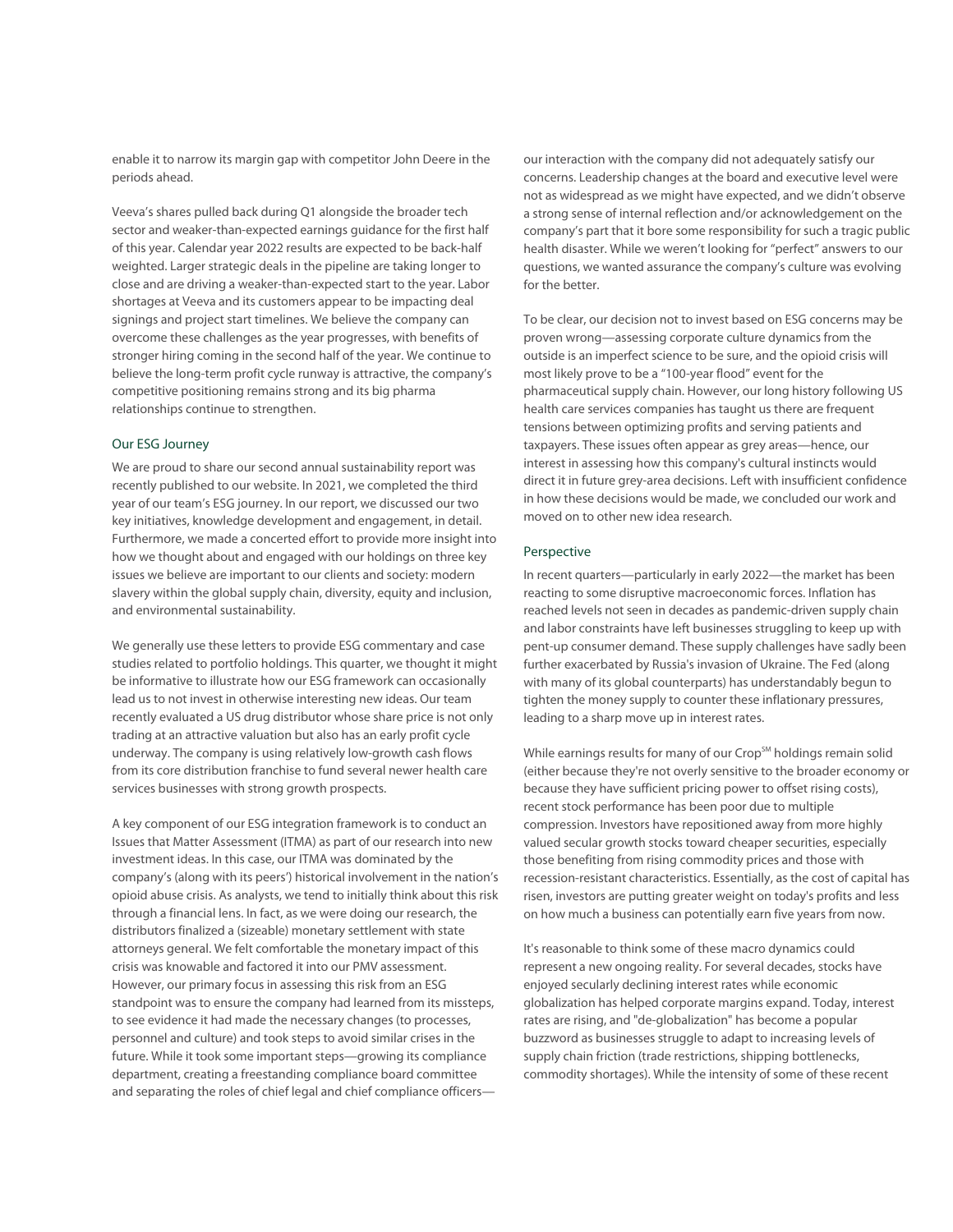enable it to narrow its margin gap with competitor John Deere in the periods ahead.

Veeva's shares pulled back during Q1 alongside the broader tech sector and weaker-than-expected earnings guidance for the first half of this year. Calendar year 2022 results are expected to be back-half weighted. Larger strategic deals in the pipeline are taking longer to close and are driving a weaker-than-expected start to the year. Labor shortages at Veeva and its customers appear to be impacting deal signings and project start timelines. We believe the company can overcome these challenges as the year progresses, with benefits of stronger hiring coming in the second half of the year. We continue to believe the long-term profit cycle runway is attractive, the company's competitive positioning remains strong and its big pharma relationships continue to strengthen.

## Our ESG Journey

We are proud to share our second annual sustainability report was recently published to our website. In 2021, we completed the third year of our team's ESG journey. In our report, we discussed our two key initiatives, knowledge development and engagement, in detail. Furthermore, we made a concerted effort to provide more insight into how we thought about and engaged with our holdings on three key issues we believe are important to our clients and society: modern slavery within the global supply chain, diversity, equity and inclusion, and environmental sustainability.

We generally use these letters to provide ESG commentary and case studies related to portfolio holdings. This quarter, we thought it might be informative to illustrate how our ESG framework can occasionally lead us to not invest in otherwise interesting new ideas. Our team recently evaluated a US drug distributor whose share price is not only trading at an attractive valuation but also has an early profit cycle underway. The company is using relatively low-growth cash flows from its core distribution franchise to fund several newer health care services businesses with strong growth prospects.

A key component of our ESG integration framework is to conduct an Issues that Matter Assessment (ITMA) as part of our research into new investment ideas. In this case, our ITMA was dominated by the company's (along with its peers') historical involvement in the nation's opioid abuse crisis. As analysts, we tend to initially think about this risk through a financial lens. In fact, as we were doing our research, the distributors finalized a (sizeable) monetary settlement with state attorneys general. We felt comfortable the monetary impact of this crisis was knowable and factored it into our PMV assessment. However, our primary focus in assessing this risk from an ESG standpoint was to ensure the company had learned from its missteps, to see evidence it had made the necessary changes (to processes, personnel and culture) and took steps to avoid similar crises in the future. While it took some important steps—growing its compliance department, creating a freestanding compliance board committee and separating the roles of chief legal and chief compliance officers—our interaction with the company did not adequately satisfy our concerns. Leadership changes at the board and executive level were not as widespread as we might have expected, and we didn't observe a strong sense of internal reflection and/or acknowledgement on the company's part that it bore some responsibility for such a tragic public health disaster. While we weren't looking for "perfect" answers to our questions, we wanted assurance the company's culture was evolving for the better.

To be clear, our decision not to invest based on ESG concerns may be proven wrong—assessing corporate culture dynamics from the outside is an imperfect science to be sure, and the opioid crisis will most likely prove to be a "100-year flood" event for the pharmaceutical supply chain. However, our long history following US health care services companies has taught us there are frequent tensions between optimizing profits and serving patients and taxpayers. These issues often appear as grey areas—hence, our interest in assessing how this company's cultural instincts would direct it in future grey-area decisions. Left with insufficient confidence in how these decisions would be made, we concluded our work and moved on to other new idea research.

## Perspective

In recent quarters—particularly in early 2022—the market has been reacting to some disruptive macroeconomic forces. Inflation has reached levels not seen in decades as pandemic-driven supply chain and labor constraints have left businesses struggling to keep up with pent-up consumer demand. These supply challenges have sadly been further exacerbated by Russia's invasion of Ukraine. The Fed (along with many of its global counterparts) has understandably begun to tighten the money supply to counter these inflationary pressures, leading to a sharp move up in interest rates.

While earnings results for many of our Crop℠ holdings remain solid (either because they're not overly sensitive to the broader economy or because they have sufficient pricing power to offset rising costs), recent stock performance has been poor due to multiple compression. Investors have repositioned away from more highly valued secular growth stocks toward cheaper securities, especially those benefiting from rising commodity prices and those with recession-resistant characteristics. Essentially, as the cost of capital has risen, investors are putting greater weight on today's profits and less on how much a business can potentially earn five years from now.

It's reasonable to think some of these macro dynamics could represent a new ongoing reality. For several decades, stocks have enjoyed secularly declining interest rates while economic globalization has helped corporate margins expand. Today, interest rates are rising, and "de-globalization" has become a popular buzzword as businesses struggle to adapt to increasing levels of supply chain friction (trade restrictions, shipping bottlenecks, commodity shortages). While the intensity of some of these recent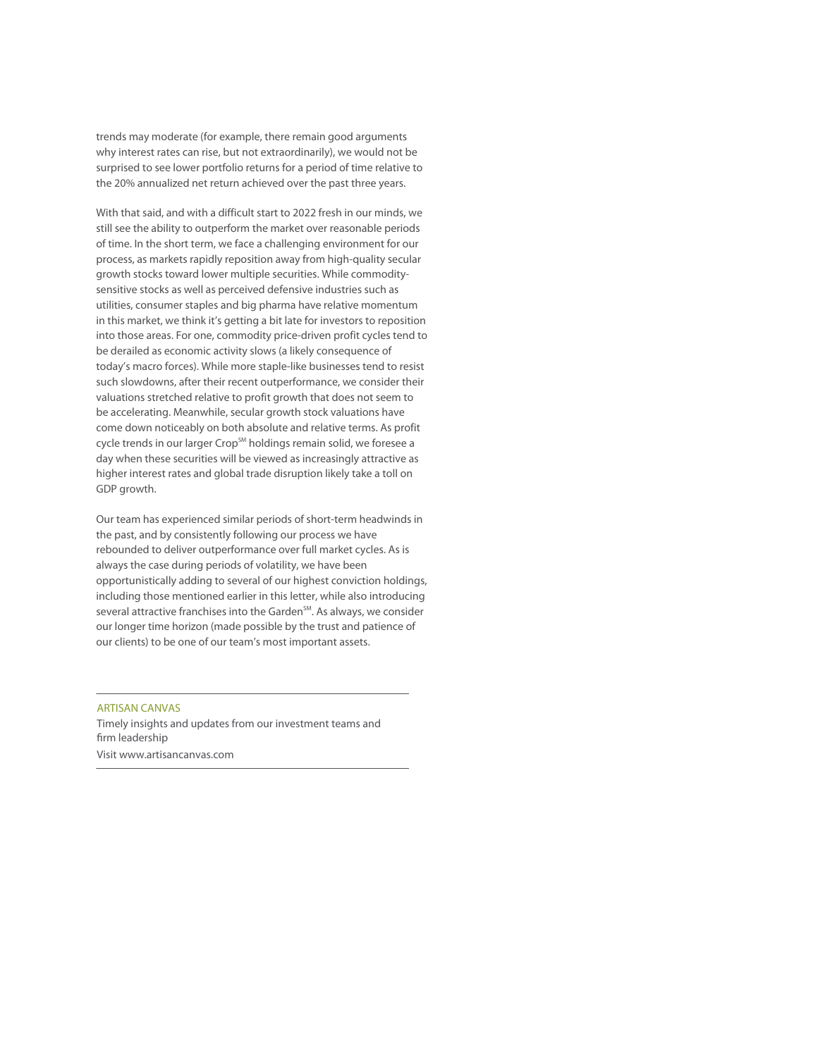trends may moderate (for example, there remain good arguments why interest rates can rise, but not extraordinarily), we would not be surprised to see lower portfolio returns for a period of time relative to the 20% annualized net return achieved over the past three years.

With that said, and with a difficult start to 2022 fresh in our minds, we still see the ability to outperform the market over reasonable periods of time. In the short term, we face a challenging environment for our process, as markets rapidly reposition away from high-quality secular growth stocks toward lower multiple securities. While commodity-sensitive stocks as well as perceived defensive industries such as utilities, consumer staples and big pharma have relative momentum in this market, we think it's getting a bit late for investors to reposition into those areas. For one, commodity price-driven profit cycles tend to be derailed as economic activity slows (a likely consequence of today's macro forces). While more staple-like businesses tend to resist such slowdowns, after their recent outperformance, we consider their valuations stretched relative to profit growth that does not seem to be accelerating. Meanwhile, secular growth stock valuations have come down noticeably on both absolute and relative terms. As profit cycle trends in our larger Crop℠ holdings remain solid, we foresee a day when these securities will be viewed as increasingly attractive as higher interest rates and global trade disruption likely take a toll on GDP growth.

Our team has experienced similar periods of short-term headwinds in the past, and by consistently following our process we have rebounded to deliver outperformance over full market cycles. As is always the case during periods of volatility, we have been opportunistically adding to several of our highest conviction holdings, including those mentioned earlier in this letter, while also introducing several attractive franchises into the Garden℠. As always, we consider our longer time horizon (made possible by the trust and patience of our clients) to be one of our team's most important assets.

---

ARTISAN CANVAS

Timely insights and updates from our investment teams and firm leadership

Visit www.artisancanvas.com

---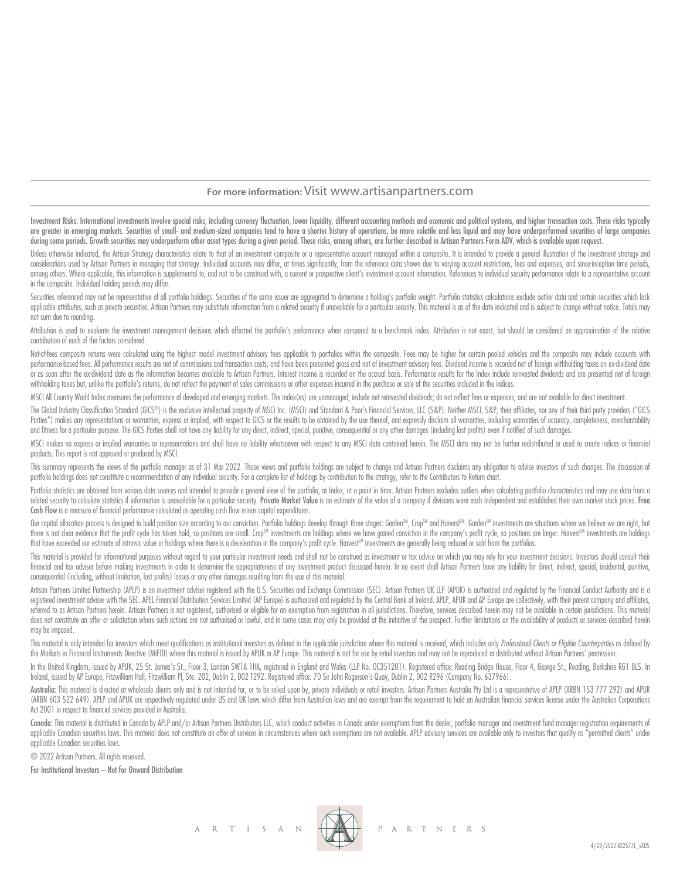For more information: Visit www.artisanpartners.com

**Investment Risks: International investments involve special risks, including currency fluctuation, lower liquidity, different accounting methods and economic and political systems, and higher transaction costs. These risks typically are greater in emerging markets. Securities of small- and medium-sized companies tend to have a shorter history of operations, be more volatile and less liquid and may have underperformed securities of large companies during some periods. Growth securities may underperform other asset types during a given period. These risks, among others, are further described in Artisan Partners Form ADV, which is available upon request.**

Unless otherwise indicated, the Artisan Strategy characteristics relate to that of an investment composite or a representative account managed within a composite. It is intended to provide a general illustration of the investment strategy and considerations used by Artisan Partners in managing that strategy. Individual accounts may differ, at times significantly, from the reference data shown due to varying account restrictions, fees and expenses, and since-inception time periods, among others. Where applicable, this information is supplemental to, and not to be construed with, a current or prospective client's investment account information. References to individual security performance relate to a representative account in the composite. Individual holding periods may differ.

Securities referenced may not be representative of all portfolio holdings. Securities of the same issuer are aggregated to determine a holding's portfolio weight. Portfolio statistics calculations exclude outlier data and certain securities which lack applicable attributes, such as private securities. Artisan Partners may substitute information from a related security if unavailable for a particular security. This material is as of the date indicated and is subject to change without notice. Totals may not sum due to rounding.

Attribution is used to evaluate the investment management decisions which affected the portfolio's performance when compared to a benchmark index. Attribution is not exact, but should be considered an approximation of the relative contribution of each of the factors considered.

Net-of-fees composite returns were calculated using the highest model investment advisory fees applicable to portfolios within the composite. Fees may be higher for certain pooled vehicles and the composite may include accounts with performance-based fees. All performance results are net of commissions and transaction costs, and have been presented gross and net of investment advisory fees. Dividend income is recorded net of foreign withholding taxes on ex-dividend date or as soon after the ex-dividend date as the information becomes available to Artisan Partners. Interest income is recorded on the accrual basis. Performance results for the Index include reinvested dividends and are presented net of foreign withholding taxes but, unlike the portfolio's returns, do not reflect the payment of sales commissions or other expenses incurred in the purchase or sale of the securities included in the indices.

MSCI All Country World Index measures the performance of developed and emerging markets. The index(es) are unmanaged; include net reinvested dividends; do not reflect fees or expenses; and are not available for direct investment.

The Global Industry Classification Standard (GICS®) is the exclusive intellectual property of MSCI Inc. (MSCI) and Standard & Poor's Financial Services, LLC (S&P). Neither MSCI, S&P, their affiliates, nor any of their third party providers ("GICS Parties") makes any representations or warranties, express or implied, with respect to GICS or the results to be obtained by the use thereof, and expressly disclaim all warranties, including warranties of accuracy, completeness, merchantability and fitness for a particular purpose. The GICS Parties shall not have any liability for any direct, indirect, special, punitive, consequential or any other damages (including lost profits) even if notified of such damages.

MSCI makes no express or implied warranties or representations and shall have no liability whatsoever with respect to any MSCI data contained herein. The MSCI data may not be further redistributed or used to create indices or financial products. This report is not approved or produced by MSCI.

This summary represents the views of the portfolio manager as of 31 Mar 2022. Those views and portfolio holdings are subject to change and Artisan Partners disclaims any obligation to advise investors of such changes. The discussion of portfolio holdings does not constitute a recommendation of any individual security. For a complete list of holdings by contribution to the strategy, refer to the Contributors to Return chart.

Portfolio statistics are obtained from various data sources and intended to provide a general view of the portfolio, or Index, at a point in time. Artisan Partners excludes outliers when calculating portfolio characteristics and may use data from a related security to calculate statistics if information is unavailable for a particular security. **Private Market Value** is an estimate of the value of a company if divisions were each independent and established their own market stock prices. **Free Cash Flow** is a measure of financial performance calculated as operating cash flow minus capital expenditures.

Our capital allocation process is designed to build position size according to our conviction. Portfolio holdings develop through three stages: Garden℠, Crop℠ and Harvest℠. Garden℠ investments are situations where we believe we are right, but there is not clear evidence that the profit cycle has taken hold, so positions are small. Crop℠ investments are holdings where we have gained conviction in the company's profit cycle, so positions are larger. Harvest℠ investments are holdings that have exceeded our estimate of intrinsic value or holdings where there is a deceleration in the company's profit cycle. Harvest℠ investments are generally being reduced or sold from the portfolios.

This material is provided for informational purposes without regard to your particular investment needs and shall not be construed as investment or tax advice on which you may rely for your investment decisions. Investors should consult their financial and tax adviser before making investments in order to determine the appropriateness of any investment product discussed herein. In no event shall Artisan Partners have any liability for direct, indirect, special, incidental, punitive, consequential (including, without limitation, lost profits) losses or any other damages resulting from the use of this material.

Artisan Partners Limited Partnership (APLP) is an investment adviser registered with the U.S. Securities and Exchange Commission (SEC). Artisan Partners UK LLP (APUK) is authorized and regulated by the Financial Conduct Authority and is a registered investment adviser with the SEC. APEL Financial Distribution Services Limited (AP Europe) is authorized and regulated by the Central Bank of Ireland. APLP, APUK and AP Europe are collectively, with their parent company and affiliates, referred to as Artisan Partners herein. Artisan Partners is not registered, authorised or eligible for an exemption from registration in all jurisdictions. Therefore, services described herein may not be available in certain jurisdictions. This material does not constitute an offer or solicitation where such actions are not authorised or lawful, and in some cases may only be provided at the initiative of the prospect. Further limitations on the availability of products or services described herein may be imposed.

This material is only intended for investors which meet qualifications as institutional investors as defined in the applicable jurisdiction where this material is received, which includes only *Professional Clients or Eligible Counterparties* as defined by the Markets in Financial Instruments Directive (MiFID) where this material is issued by APUK or AP Europe. This material is not for use by retail investors and may not be reproduced or distributed without Artisan Partners' permission.

In the United Kingdom, issued by APUK, 25 St. James's St., Floor 3, London SW1A 1HA, registered in England and Wales (LLP No. OC351201). Registered office: Reading Bridge House, Floor 4, George St., Reading, Berkshire RG1 8LS. In Ireland, issued by AP Europe, Fitzwilliam Hall, Fitzwilliam Pl, Ste. 202, Dublin 2, D02 T292. Registered office: 70 Sir John Rogerson's Quay, Dublin 2, D02 R296 (Company No. 637966).

**Australia:** This material is directed at wholesale clients only and is not intended for, or to be relied upon by, private individuals or retail investors. Artisan Partners Australia Pty Ltd is a representative of APLP (ARBN 153 777 292) and APUK (ARBN 603 522 649). APLP and APUK are respectively regulated under US and UK laws which differ from Australian laws and are exempt from the requirement to hold an Australian financial services license under the Australian Corporations Act 2001 in respect to financial services provided in Australia.

**Canada:** This material is distributed in Canada by APLP and/or Artisan Partners Distributors LLC, which conduct activities in Canada under exemptions from the dealer, portfolio manager and investment fund manager registration requirements of applicable Canadian securities laws. This material does not constitute an offer of services in circumstances where such exemptions are not available. APLP advisory services are available only to investors that qualify as "permitted clients" under applicable Canadian securities laws.

© 2022 Artisan Partners. All rights reserved.

**For Institutional Investors – Not for Onward Distribution**

ARTISAN PARTNERS

4/28/2022 A22577L_vXUS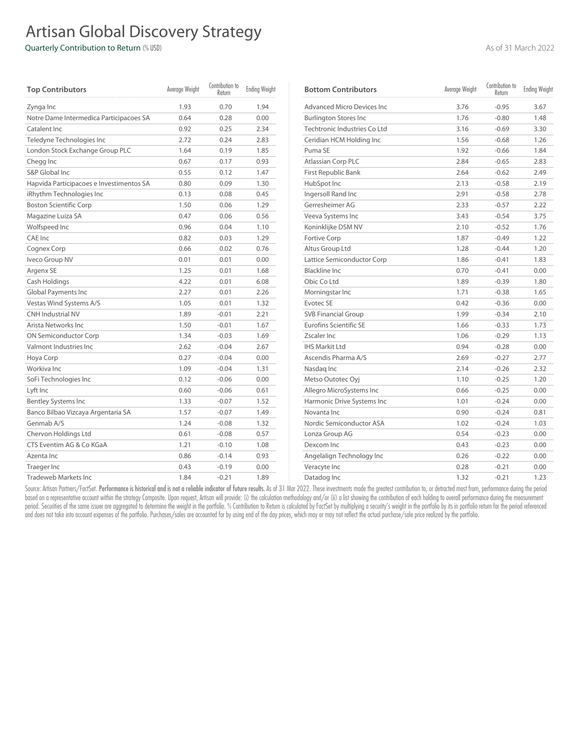# Artisan Global Discovery Strategy

Quarterly Contribution to Return (% USD)

As of 31 March 2022

| Top Contributors | Average Weight | Contribution to Return | Ending Weight |
|---|---|---|---|
| Zynga Inc | 1.93 | 0.70 | 1.94 |
| Notre Dame Intermedica Participacoes SA | 0.64 | 0.28 | 0.00 |
| Catalent Inc | 0.92 | 0.25 | 2.34 |
| Teledyne Technologies Inc | 2.72 | 0.24 | 2.83 |
| London Stock Exchange Group PLC | 1.64 | 0.19 | 1.85 |
| Chegg Inc | 0.67 | 0.17 | 0.93 |
| S&P Global Inc | 0.55 | 0.12 | 1.47 |
| Hapvida Participacoes e Investimentos SA | 0.80 | 0.09 | 1.30 |
| iRhythm Technologies Inc | 0.13 | 0.08 | 0.45 |
| Boston Scientific Corp | 1.50 | 0.06 | 1.29 |
| Magazine Luiza SA | 0.47 | 0.06 | 0.56 |
| Wolfspeed Inc | 0.96 | 0.04 | 1.10 |
| CAE Inc | 0.82 | 0.03 | 1.29 |
| Cognex Corp | 0.66 | 0.02 | 0.76 |
| Iveco Group NV | 0.01 | 0.01 | 0.00 |
| Argenx SE | 1.25 | 0.01 | 1.68 |
| Cash Holdings | 4.22 | 0.01 | 6.08 |
| Global Payments Inc | 2.27 | 0.01 | 2.26 |
| Vestas Wind Systems A/S | 1.05 | 0.01 | 1.32 |
| CNH Industrial NV | 1.89 | -0.01 | 2.21 |
| Arista Networks Inc | 1.50 | -0.01 | 1.67 |
| ON Semiconductor Corp | 1.34 | -0.03 | 1.69 |
| Valmont Industries Inc | 2.62 | -0.04 | 2.67 |
| Hoya Corp | 0.27 | -0.04 | 0.00 |
| Workiva Inc | 1.09 | -0.04 | 1.31 |
| SoFi Technologies Inc | 0.12 | -0.06 | 0.00 |
| Lyft Inc | 0.60 | -0.06 | 0.61 |
| Bentley Systems Inc | 1.33 | -0.07 | 1.52 |
| Banco Bilbao Vizcaya Argentaria SA | 1.57 | -0.07 | 1.49 |
| Genmab A/S | 1.24 | -0.08 | 1.32 |
| Chervon Holdings Ltd | 0.61 | -0.08 | 0.57 |
| CTS Eventim AG & Co KGaA | 1.21 | -0.10 | 1.08 |
| Azenta Inc | 0.86 | -0.14 | 0.93 |
| Traeger Inc | 0.43 | -0.19 | 0.00 |
| Tradeweb Markets Inc | 1.84 | -0.21 | 1.89 |

| Bottom Contributors | Average Weight | Contribution to Return | Ending Weight |
|---|---|---|---|
| Advanced Micro Devices Inc | 3.76 | -0.95 | 3.67 |
| Burlington Stores Inc | 1.76 | -0.80 | 1.48 |
| Techtronic Industries Co Ltd | 3.16 | -0.69 | 3.30 |
| Ceridian HCM Holding Inc | 1.56 | -0.68 | 1.26 |
| Puma SE | 1.92 | -0.66 | 1.84 |
| Atlassian Corp PLC | 2.84 | -0.65 | 2.83 |
| First Republic Bank | 2.64 | -0.62 | 2.49 |
| HubSpot Inc | 2.13 | -0.58 | 2.19 |
| Ingersoll Rand Inc | 2.91 | -0.58 | 2.78 |
| Gerresheimer AG | 2.33 | -0.57 | 2.22 |
| Veeva Systems Inc | 3.43 | -0.54 | 3.75 |
| Koninklijke DSM NV | 2.10 | -0.52 | 1.76 |
| Fortive Corp | 1.87 | -0.49 | 1.22 |
| Altus Group Ltd | 1.28 | -0.44 | 1.20 |
| Lattice Semiconductor Corp | 1.86 | -0.41 | 1.83 |
| Blackline Inc | 0.70 | -0.41 | 0.00 |
| Obic Co Ltd | 1.89 | -0.39 | 1.80 |
| Morningstar Inc | 1.71 | -0.38 | 1.65 |
| Evotec SE | 0.42 | -0.36 | 0.00 |
| SVB Financial Group | 1.99 | -0.34 | 2.10 |
| Eurofins Scientific SE | 1.66 | -0.33 | 1.73 |
| Zscaler Inc | 1.06 | -0.29 | 1.13 |
| IHS Markit Ltd | 0.94 | -0.28 | 0.00 |
| Ascendis Pharma A/S | 2.69 | -0.27 | 2.77 |
| Nasdaq Inc | 2.14 | -0.26 | 2.32 |
| Metso Outotec Oyj | 1.10 | -0.25 | 1.20 |
| Allegro MicroSystems Inc | 0.66 | -0.25 | 0.00 |
| Harmonic Drive Systems Inc | 1.01 | -0.24 | 0.00 |
| Novanta Inc | 0.90 | -0.24 | 0.81 |
| Nordic Semiconductor ASA | 1.02 | -0.24 | 1.03 |
| Lonza Group AG | 0.54 | -0.23 | 0.00 |
| Dexcom Inc | 0.43 | -0.23 | 0.00 |
| Angelalign Technology Inc | 0.26 | -0.22 | 0.00 |
| Veracyte Inc | 0.28 | -0.21 | 0.00 |
| Datadog Inc | 1.32 | -0.21 | 1.23 |

Source: Artisan Partners/FactSet. **Performance is historical and is not a reliable indicator of future results.** As of 31 Mar 2022. These investments made the greatest contribution to, or detracted most from, performance during the period based on a representative account within the strategy Composite. Upon request, Artisan will provide: (i) the calculation methodology and/or (ii) a list showing the contribution of each holding to overall performance during the measurement period. Securities of the same issuer are aggregated to determine the weight in the portfolio. % Contribution to Return is calculated by FactSet by multiplying a security's weight in the portfolio by its in portfolio return for the period referenced and does not take into account expenses of the portfolio. Purchases/sales are accounted for by using end of the day prices, which may or may not reflect the actual purchase/sale price realized by the portfolio.